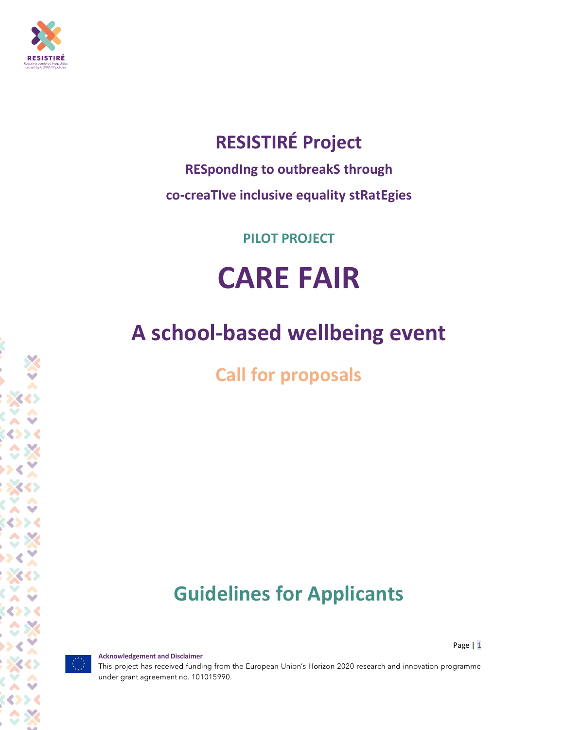# RESISTIRÉ Project

**RESpondIng to outbreakS through**

**co-creaTIve inclusive equality stRatEgies**

**PILOT PROJECT**

# CARE FAIR

## A school-based wellbeing event

## Call for proposals

## Guidelines for Applicants

**Acknowledgement and Disclaimer**

This project has received funding from the European Union's Horizon 2020 research and innovation programme under grant agreement no. 101015990.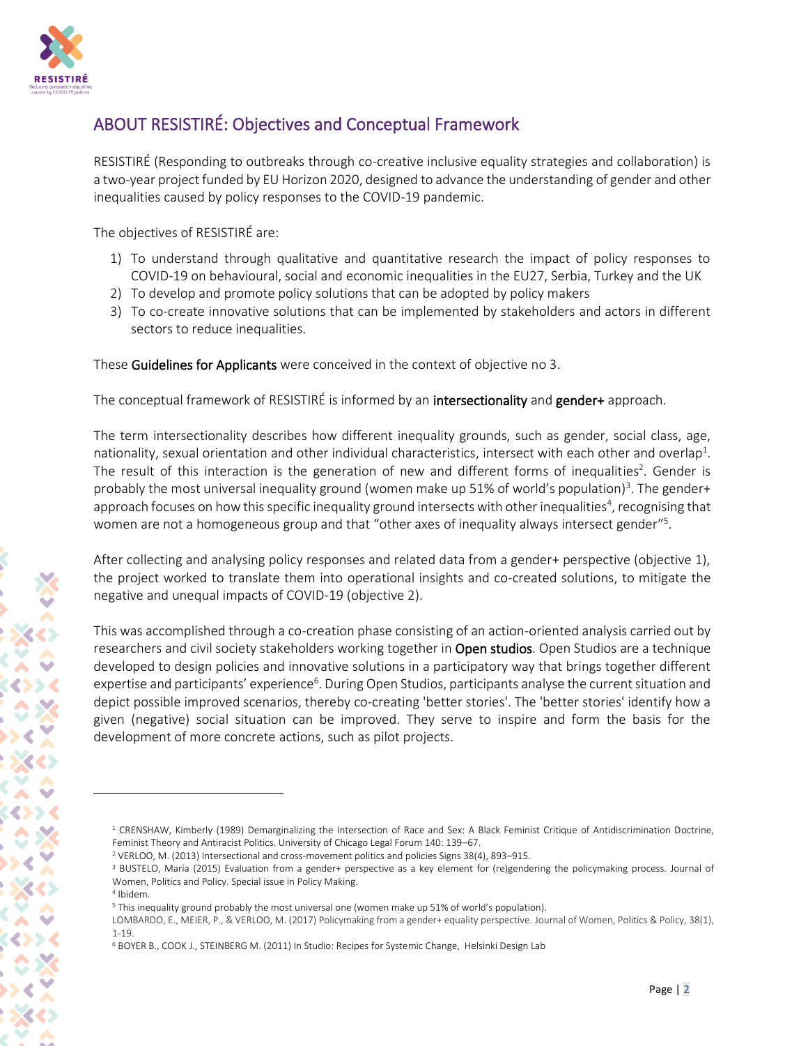## ABOUT RESISTIRÉ: Objectives and Conceptual Framework

RESISTIRÉ (Responding to outbreaks through co-creative inclusive equality strategies and collaboration) is a two-year project funded by EU Horizon 2020, designed to advance the understanding of gender and other inequalities caused by policy responses to the COVID-19 pandemic.

The objectives of RESISTIRÉ are:

1) To understand through qualitative and quantitative research the impact of policy responses to COVID-19 on behavioural, social and economic inequalities in the EU27, Serbia, Turkey and the UK
2) To develop and promote policy solutions that can be adopted by policy makers
3) To co-create innovative solutions that can be implemented by stakeholders and actors in different sectors to reduce inequalities.

These **Guidelines for Applicants** were conceived in the context of objective no 3.

The conceptual framework of RESISTIRÉ is informed by an **intersectionality** and **gender+** approach.

The term intersectionality describes how different inequality grounds, such as gender, social class, age, nationality, sexual orientation and other individual characteristics, intersect with each other and overlap[1]. The result of this interaction is the generation of new and different forms of inequalities[2]. Gender is probably the most universal inequality ground (women make up 51% of world's population)[3]. The gender+ approach focuses on how this specific inequality ground intersects with other inequalities[4], recognising that women are not a homogeneous group and that "other axes of inequality always intersect gender"[5].

After collecting and analysing policy responses and related data from a gender+ perspective (objective 1), the project worked to translate them into operational insights and co-created solutions, to mitigate the negative and unequal impacts of COVID-19 (objective 2).

This was accomplished through a co-creation phase consisting of an action-oriented analysis carried out by researchers and civil society stakeholders working together in **Open studios**. Open Studios are a technique developed to design policies and innovative solutions in a participatory way that brings together different expertise and participants' experience[6]. During Open Studios, participants analyse the current situation and depict possible improved scenarios, thereby co-creating 'better stories'. The 'better stories' identify how a given (negative) social situation can be improved. They serve to inspire and form the basis for the development of more concrete actions, such as pilot projects.

---

[1] CRENSHAW, Kimberly (1989) Demarginalizing the Intersection of Race and Sex: A Black Feminist Critique of Antidiscrimination Doctrine, Feminist Theory and Antiracist Politics. University of Chicago Legal Forum 140: 139–67.

[2] VERLOO, M. (2013) Intersectional and cross-movement politics and policies Signs 38(4), 893–915.

[3] BUSTELO, María (2015) Evaluation from a gender+ perspective as a key element for (re)gendering the policymaking process. Journal of Women, Politics and Policy. Special issue in Policy Making.

[4] Ibidem.

[5] This inequality ground probably the most universal one (women make up 51% of world's population).
LOMBARDO, E., MEIER, P., & VERLOO, M. (2017) Policymaking from a gender+ equality perspective. Journal of Women, Politics & Policy, 38(1), 1-19.

[6] BOYER B., COOK J., STEINBERG M. (2011) In Studio: Recipes for Systemic Change, Helsinki Design Lab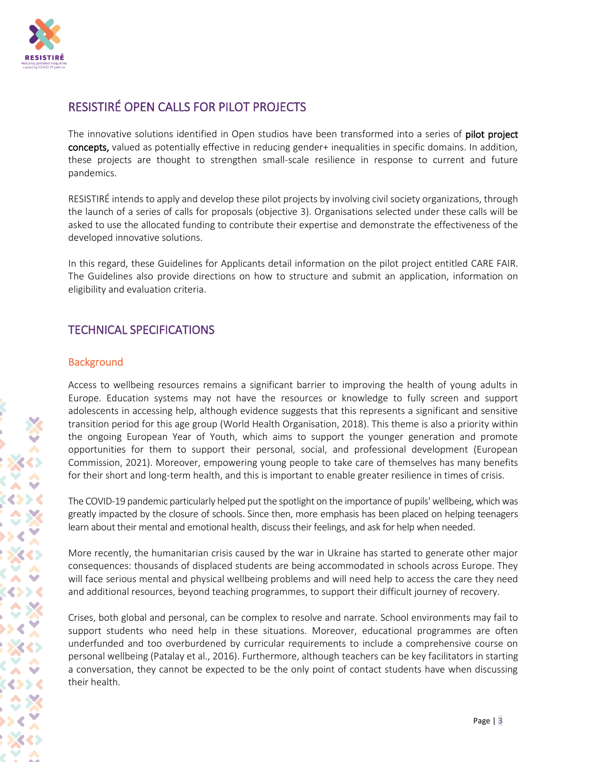## RESISTIRÉ OPEN CALLS FOR PILOT PROJECTS

The innovative solutions identified in Open studios have been transformed into a series of **pilot project concepts,** valued as potentially effective in reducing gender+ inequalities in specific domains. In addition, these projects are thought to strengthen small-scale resilience in response to current and future pandemics.

RESISTIRÉ intends to apply and develop these pilot projects by involving civil society organizations, through the launch of a series of calls for proposals (objective 3). Organisations selected under these calls will be asked to use the allocated funding to contribute their expertise and demonstrate the effectiveness of the developed innovative solutions.

In this regard, these Guidelines for Applicants detail information on the pilot project entitled CARE FAIR. The Guidelines also provide directions on how to structure and submit an application, information on eligibility and evaluation criteria.

## TECHNICAL SPECIFICATIONS

### Background

Access to wellbeing resources remains a significant barrier to improving the health of young adults in Europe. Education systems may not have the resources or knowledge to fully screen and support adolescents in accessing help, although evidence suggests that this represents a significant and sensitive transition period for this age group (World Health Organisation, 2018). This theme is also a priority within the ongoing European Year of Youth, which aims to support the younger generation and promote opportunities for them to support their personal, social, and professional development (European Commission, 2021). Moreover, empowering young people to take care of themselves has many benefits for their short and long-term health, and this is important to enable greater resilience in times of crisis.

The COVID-19 pandemic particularly helped put the spotlight on the importance of pupils' wellbeing, which was greatly impacted by the closure of schools. Since then, more emphasis has been placed on helping teenagers learn about their mental and emotional health, discuss their feelings, and ask for help when needed.

More recently, the humanitarian crisis caused by the war in Ukraine has started to generate other major consequences: thousands of displaced students are being accommodated in schools across Europe. They will face serious mental and physical wellbeing problems and will need help to access the care they need and additional resources, beyond teaching programmes, to support their difficult journey of recovery.

Crises, both global and personal, can be complex to resolve and narrate. School environments may fail to support students who need help in these situations. Moreover, educational programmes are often underfunded and too overburdened by curricular requirements to include a comprehensive course on personal wellbeing (Patalay et al., 2016). Furthermore, although teachers can be key facilitators in starting a conversation, they cannot be expected to be the only point of contact students have when discussing their health.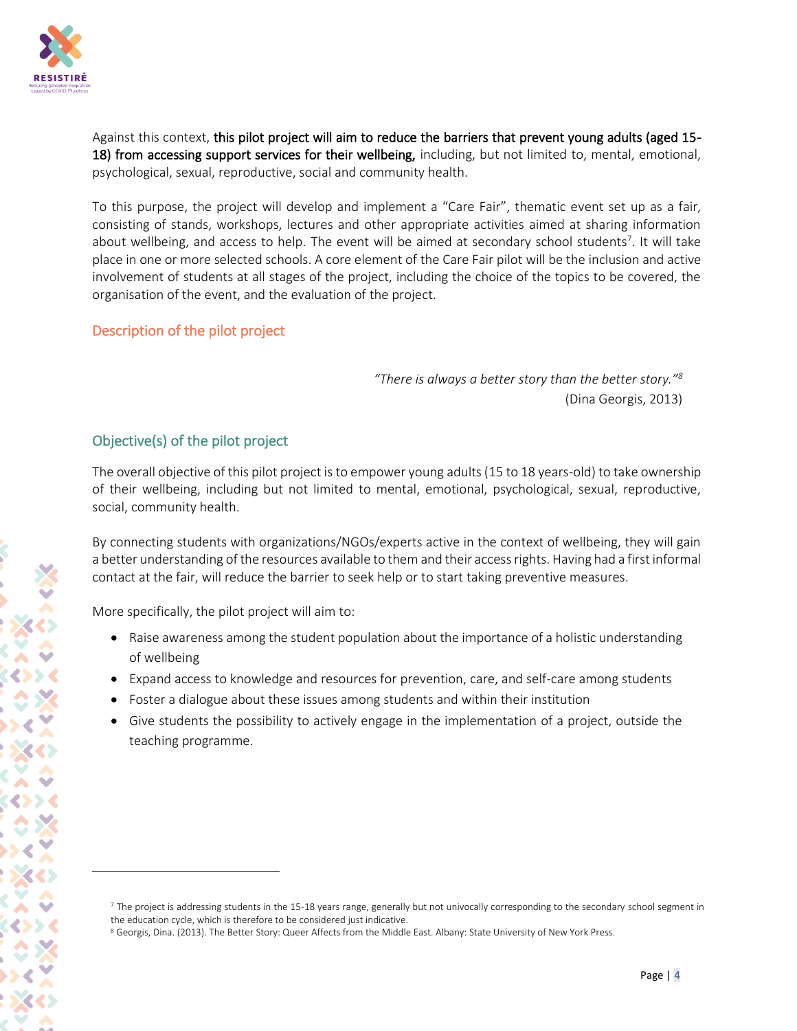Against this context, **this pilot project will aim to reduce the barriers that prevent young adults (aged 15-18) from accessing support services for their wellbeing,** including, but not limited to, mental, emotional, psychological, sexual, reproductive, social and community health.

To this purpose, the project will develop and implement a "Care Fair", thematic event set up as a fair, consisting of stands, workshops, lectures and other appropriate activities aimed at sharing information about wellbeing, and access to help. The event will be aimed at secondary school students[7]. It will take place in one or more selected schools. A core element of the Care Fair pilot will be the inclusion and active involvement of students at all stages of the project, including the choice of the topics to be covered, the organisation of the event, and the evaluation of the project.

## Description of the pilot project

> *"There is always a better story than the better story."*[8]
> (Dina Georgis, 2013)

## Objective(s) of the pilot project

The overall objective of this pilot project is to empower young adults (15 to 18 years-old) to take ownership of their wellbeing, including but not limited to mental, emotional, psychological, sexual, reproductive, social, community health.

By connecting students with organizations/NGOs/experts active in the context of wellbeing, they will gain a better understanding of the resources available to them and their access rights. Having had a first informal contact at the fair, will reduce the barrier to seek help or to start taking preventive measures.

More specifically, the pilot project will aim to:

- Raise awareness among the student population about the importance of a holistic understanding of wellbeing
- Expand access to knowledge and resources for prevention, care, and self-care among students
- Foster a dialogue about these issues among students and within their institution
- Give students the possibility to actively engage in the implementation of a project, outside the teaching programme.

---

[7] The project is addressing students in the 15-18 years range, generally but not univocally corresponding to the secondary school segment in the education cycle, which is therefore to be considered just indicative.

[8] Georgis, Dina. (2013). The Better Story: Queer Affects from the Middle East. Albany: State University of New York Press.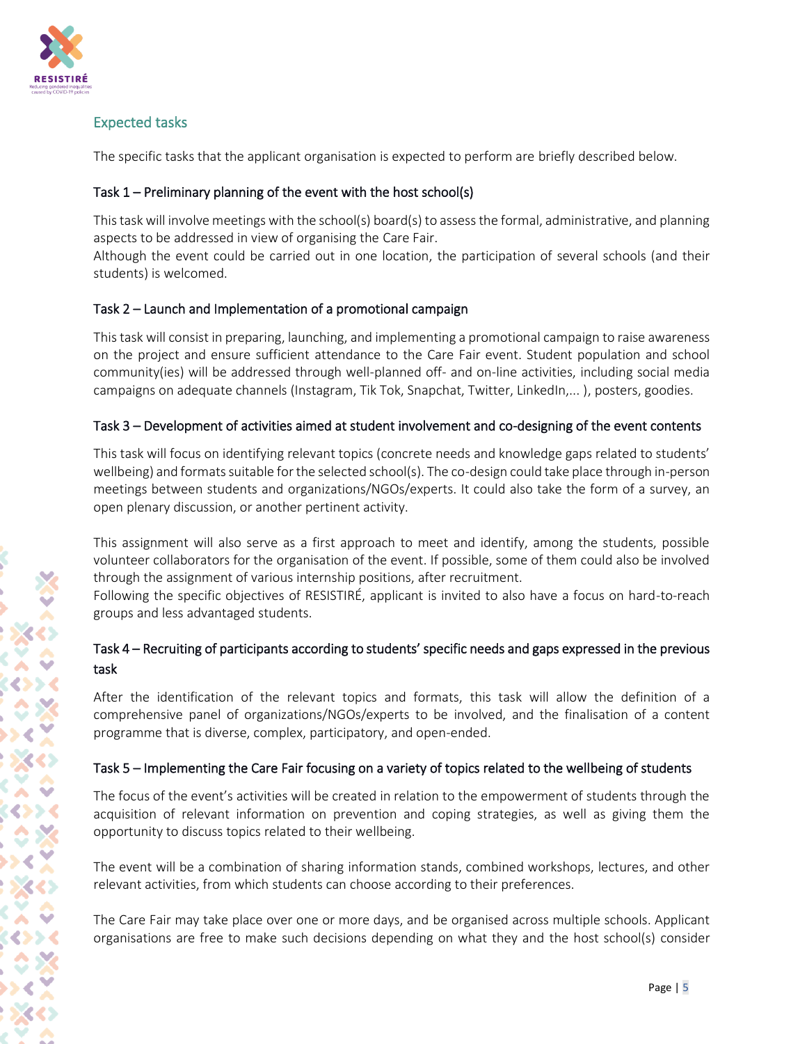## Expected tasks

The specific tasks that the applicant organisation is expected to perform are briefly described below.

### Task 1 – Preliminary planning of the event with the host school(s)

This task will involve meetings with the school(s) board(s) to assess the formal, administrative, and planning aspects to be addressed in view of organising the Care Fair.
Although the event could be carried out in one location, the participation of several schools (and their students) is welcomed.

### Task 2 – Launch and Implementation of a promotional campaign

This task will consist in preparing, launching, and implementing a promotional campaign to raise awareness on the project and ensure sufficient attendance to the Care Fair event. Student population and school community(ies) will be addressed through well-planned off- and on-line activities, including social media campaigns on adequate channels (Instagram, Tik Tok, Snapchat, Twitter, LinkedIn,... ), posters, goodies.

### Task 3 – Development of activities aimed at student involvement and co-designing of the event contents

This task will focus on identifying relevant topics (concrete needs and knowledge gaps related to students' wellbeing) and formats suitable for the selected school(s). The co-design could take place through in-person meetings between students and organizations/NGOs/experts. It could also take the form of a survey, an open plenary discussion, or another pertinent activity.

This assignment will also serve as a first approach to meet and identify, among the students, possible volunteer collaborators for the organisation of the event. If possible, some of them could also be involved through the assignment of various internship positions, after recruitment.
Following the specific objectives of RESISTIRÉ, applicant is invited to also have a focus on hard-to-reach groups and less advantaged students.

### Task 4 – Recruiting of participants according to students' specific needs and gaps expressed in the previous task

After the identification of the relevant topics and formats, this task will allow the definition of a comprehensive panel of organizations/NGOs/experts to be involved, and the finalisation of a content programme that is diverse, complex, participatory, and open-ended.

### Task 5 – Implementing the Care Fair focusing on a variety of topics related to the wellbeing of students

The focus of the event's activities will be created in relation to the empowerment of students through the acquisition of relevant information on prevention and coping strategies, as well as giving them the opportunity to discuss topics related to their wellbeing.

The event will be a combination of sharing information stands, combined workshops, lectures, and other relevant activities, from which students can choose according to their preferences.

The Care Fair may take place over one or more days, and be organised across multiple schools. Applicant organisations are free to make such decisions depending on what they and the host school(s) consider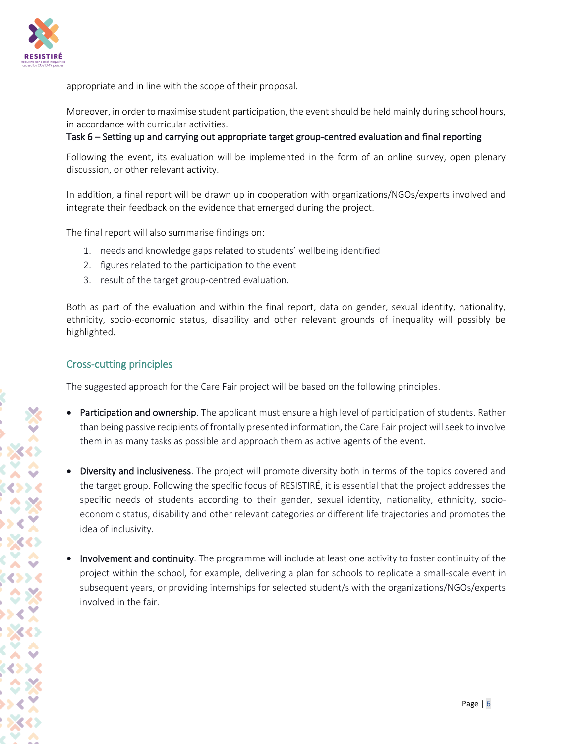appropriate and in line with the scope of their proposal.

Moreover, in order to maximise student participation, the event should be held mainly during school hours, in accordance with curricular activities.

**Task 6 – Setting up and carrying out appropriate target group-centred evaluation and final reporting**

Following the event, its evaluation will be implemented in the form of an online survey, open plenary discussion, or other relevant activity.

In addition, a final report will be drawn up in cooperation with organizations/NGOs/experts involved and integrate their feedback on the evidence that emerged during the project.

The final report will also summarise findings on:

1. needs and knowledge gaps related to students' wellbeing identified
2. figures related to the participation to the event
3. result of the target group-centred evaluation.

Both as part of the evaluation and within the final report, data on gender, sexual identity, nationality, ethnicity, socio-economic status, disability and other relevant grounds of inequality will possibly be highlighted.

## Cross-cutting principles

The suggested approach for the Care Fair project will be based on the following principles.

- **Participation and ownership**. The applicant must ensure a high level of participation of students. Rather than being passive recipients of frontally presented information, the Care Fair project will seek to involve them in as many tasks as possible and approach them as active agents of the event.

- **Diversity and inclusiveness**. The project will promote diversity both in terms of the topics covered and the target group. Following the specific focus of RESISTIRÉ, it is essential that the project addresses the specific needs of students according to their gender, sexual identity, nationality, ethnicity, socio-economic status, disability and other relevant categories or different life trajectories and promotes the idea of inclusivity.

- **Involvement and continuity**. The programme will include at least one activity to foster continuity of the project within the school, for example, delivering a plan for schools to replicate a small-scale event in subsequent years, or providing internships for selected student/s with the organizations/NGOs/experts involved in the fair.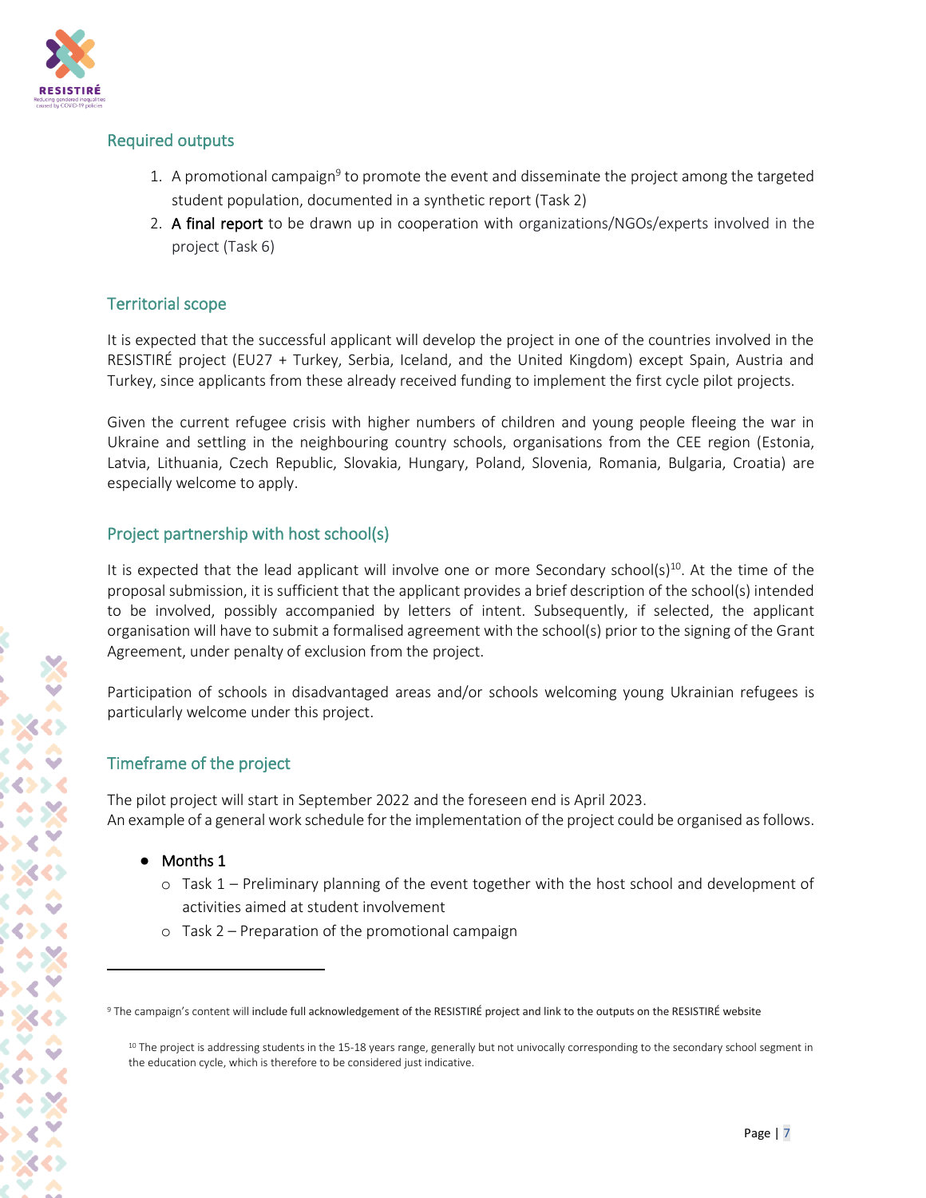## Required outputs

1. A promotional campaign[9] to promote the event and disseminate the project among the targeted student population, documented in a synthetic report (Task 2)
2. **A final report** to be drawn up in cooperation with organizations/NGOs/experts involved in the project (Task 6)

## Territorial scope

It is expected that the successful applicant will develop the project in one of the countries involved in the RESISTIRÉ project (EU27 + Turkey, Serbia, Iceland, and the United Kingdom) except Spain, Austria and Turkey, since applicants from these already received funding to implement the first cycle pilot projects.

Given the current refugee crisis with higher numbers of children and young people fleeing the war in Ukraine and settling in the neighbouring country schools, organisations from the CEE region (Estonia, Latvia, Lithuania, Czech Republic, Slovakia, Hungary, Poland, Slovenia, Romania, Bulgaria, Croatia) are especially welcome to apply.

## Project partnership with host school(s)

It is expected that the lead applicant will involve one or more Secondary school(s)[10]. At the time of the proposal submission, it is sufficient that the applicant provides a brief description of the school(s) intended to be involved, possibly accompanied by letters of intent. Subsequently, if selected, the applicant organisation will have to submit a formalised agreement with the school(s) prior to the signing of the Grant Agreement, under penalty of exclusion from the project.

Participation of schools in disadvantaged areas and/or schools welcoming young Ukrainian refugees is particularly welcome under this project.

## Timeframe of the project

The pilot project will start in September 2022 and the foreseen end is April 2023.
An example of a general work schedule for the implementation of the project could be organised as follows.

- Months 1
  - Task 1 – Preliminary planning of the event together with the host school and development of activities aimed at student involvement
  - Task 2 – Preparation of the promotional campaign

---

[9] The campaign's content will include full acknowledgement of the RESISTIRÉ project and link to the outputs on the RESISTIRÉ website

[10] The project is addressing students in the 15-18 years range, generally but not univocally corresponding to the secondary school segment in the education cycle, which is therefore to be considered just indicative.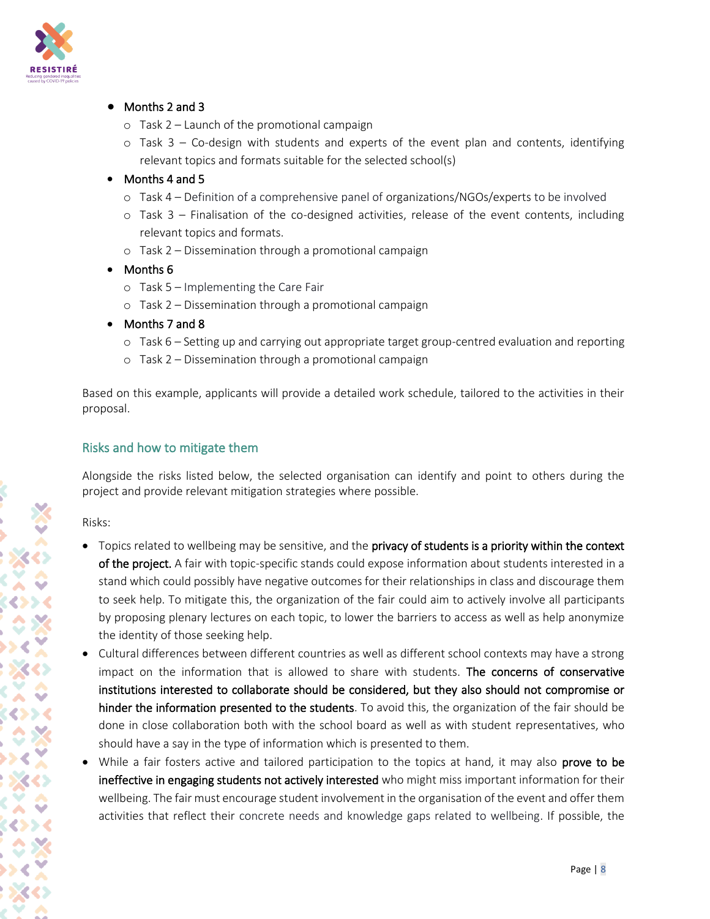- Months 2 and 3
  - Task 2 – Launch of the promotional campaign
  - Task 3 – Co-design with students and experts of the event plan and contents, identifying relevant topics and formats suitable for the selected school(s)
- Months 4 and 5
  - Task 4 – Definition of a comprehensive panel of organizations/NGOs/experts to be involved
  - Task 3 – Finalisation of the co-designed activities, release of the event contents, including relevant topics and formats.
  - Task 2 – Dissemination through a promotional campaign
- Months 6
  - Task 5 – Implementing the Care Fair
  - Task 2 – Dissemination through a promotional campaign
- Months 7 and 8
  - Task 6 – Setting up and carrying out appropriate target group-centred evaluation and reporting
  - Task 2 – Dissemination through a promotional campaign

Based on this example, applicants will provide a detailed work schedule, tailored to the activities in their proposal.

## Risks and how to mitigate them

Alongside the risks listed below, the selected organisation can identify and point to others during the project and provide relevant mitigation strategies where possible.

Risks:

- Topics related to wellbeing may be sensitive, and the **privacy of students is a priority within the context of the project.** A fair with topic-specific stands could expose information about students interested in a stand which could possibly have negative outcomes for their relationships in class and discourage them to seek help. To mitigate this, the organization of the fair could aim to actively involve all participants by proposing plenary lectures on each topic, to lower the barriers to access as well as help anonymize the identity of those seeking help.
- Cultural differences between different countries as well as different school contexts may have a strong impact on the information that is allowed to share with students. **The concerns of conservative institutions interested to collaborate should be considered, but they also should not compromise or hinder the information presented to the students**. To avoid this, the organization of the fair should be done in close collaboration both with the school board as well as with student representatives, who should have a say in the type of information which is presented to them.
- While a fair fosters active and tailored participation to the topics at hand, it may also **prove to be ineffective in engaging students not actively interested** who might miss important information for their wellbeing. The fair must encourage student involvement in the organisation of the event and offer them activities that reflect their concrete needs and knowledge gaps related to wellbeing. If possible, the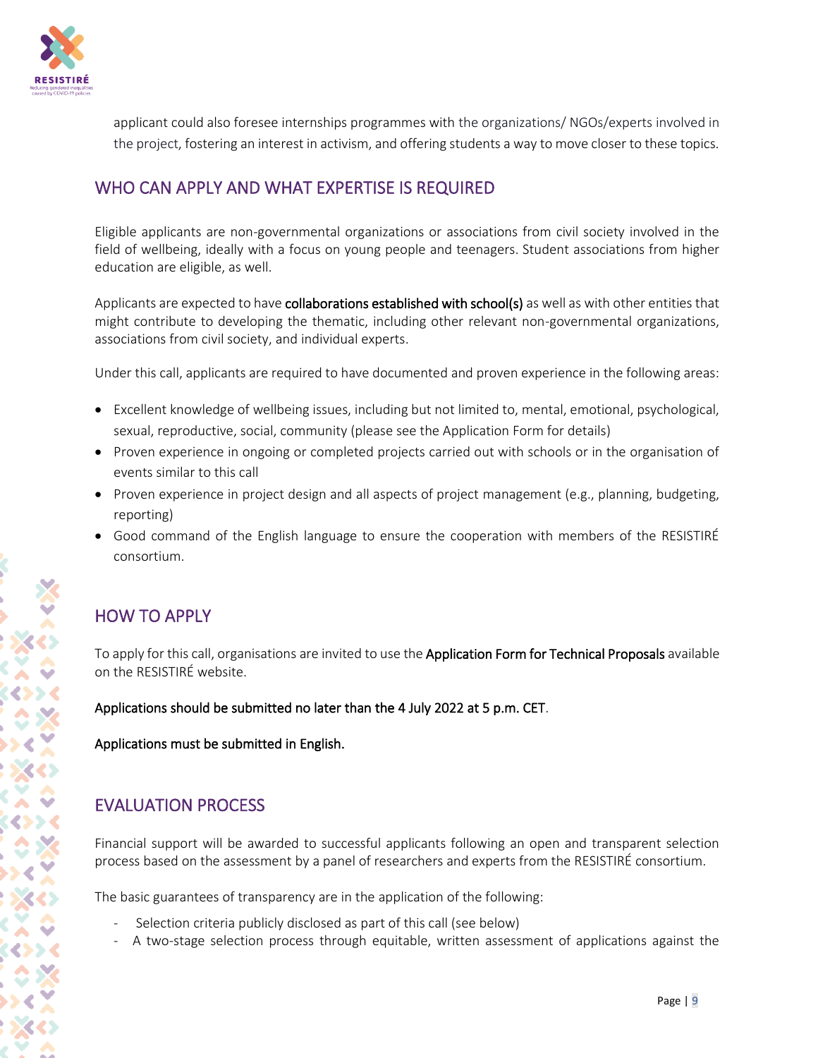applicant could also foresee internships programmes with the organizations/ NGOs/experts involved in the project, fostering an interest in activism, and offering students a way to move closer to these topics.

## WHO CAN APPLY AND WHAT EXPERTISE IS REQUIRED

Eligible applicants are non-governmental organizations or associations from civil society involved in the field of wellbeing, ideally with a focus on young people and teenagers. Student associations from higher education are eligible, as well.

Applicants are expected to have **collaborations established with school(s)** as well as with other entities that might contribute to developing the thematic, including other relevant non-governmental organizations, associations from civil society, and individual experts.

Under this call, applicants are required to have documented and proven experience in the following areas:

- Excellent knowledge of wellbeing issues, including but not limited to, mental, emotional, psychological, sexual, reproductive, social, community (please see the Application Form for details)
- Proven experience in ongoing or completed projects carried out with schools or in the organisation of events similar to this call
- Proven experience in project design and all aspects of project management (e.g., planning, budgeting, reporting)
- Good command of the English language to ensure the cooperation with members of the RESISTIRÉ consortium.

## HOW TO APPLY

To apply for this call, organisations are invited to use the **Application Form for Technical Proposals** available on the RESISTIRÉ website.

**Applications should be submitted no later than the 4 July 2022 at 5 p.m. CET**.

**Applications must be submitted in English.**

## EVALUATION PROCESS

Financial support will be awarded to successful applicants following an open and transparent selection process based on the assessment by a panel of researchers and experts from the RESISTIRÉ consortium.

The basic guarantees of transparency are in the application of the following:

- Selection criteria publicly disclosed as part of this call (see below)
- A two-stage selection process through equitable, written assessment of applications against the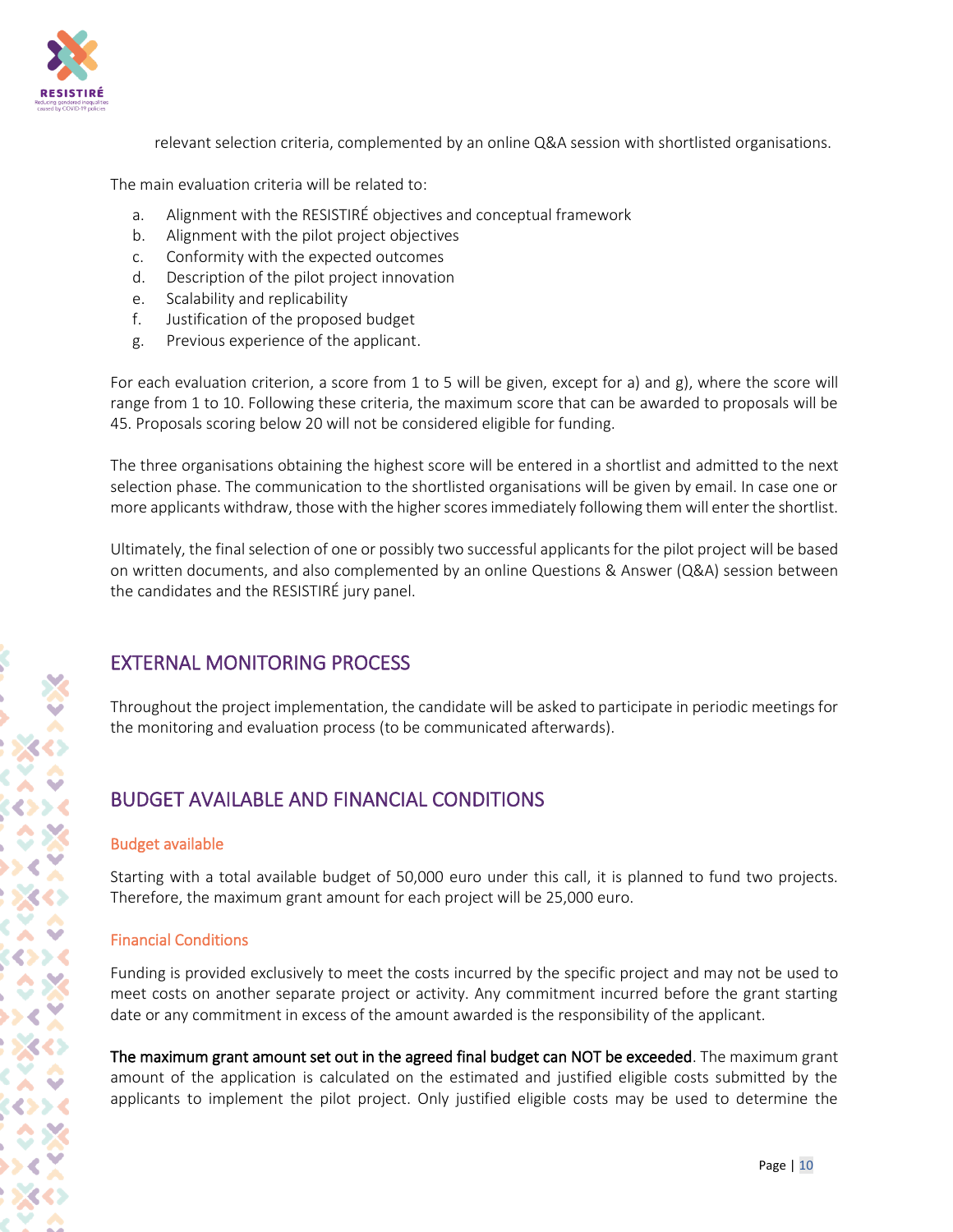relevant selection criteria, complemented by an online Q&A session with shortlisted organisations.

The main evaluation criteria will be related to:

a. Alignment with the RESISTIRÉ objectives and conceptual framework
b. Alignment with the pilot project objectives
c. Conformity with the expected outcomes
d. Description of the pilot project innovation
e. Scalability and replicability
f. Justification of the proposed budget
g. Previous experience of the applicant.

For each evaluation criterion, a score from 1 to 5 will be given, except for a) and g), where the score will range from 1 to 10. Following these criteria, the maximum score that can be awarded to proposals will be 45. Proposals scoring below 20 will not be considered eligible for funding.

The three organisations obtaining the highest score will be entered in a shortlist and admitted to the next selection phase. The communication to the shortlisted organisations will be given by email. In case one or more applicants withdraw, those with the higher scores immediately following them will enter the shortlist.

Ultimately, the final selection of one or possibly two successful applicants for the pilot project will be based on written documents, and also complemented by an online Questions & Answer (Q&A) session between the candidates and the RESISTIRÉ jury panel.

## EXTERNAL MONITORING PROCESS

Throughout the project implementation, the candidate will be asked to participate in periodic meetings for the monitoring and evaluation process (to be communicated afterwards).

## BUDGET AVAILABLE AND FINANCIAL CONDITIONS

### Budget available

Starting with a total available budget of 50,000 euro under this call, it is planned to fund two projects. Therefore, the maximum grant amount for each project will be 25,000 euro.

### Financial Conditions

Funding is provided exclusively to meet the costs incurred by the specific project and may not be used to meet costs on another separate project or activity. Any commitment incurred before the grant starting date or any commitment in excess of the amount awarded is the responsibility of the applicant.

**The maximum grant amount set out in the agreed final budget can NOT be exceeded**. The maximum grant amount of the application is calculated on the estimated and justified eligible costs submitted by the applicants to implement the pilot project. Only justified eligible costs may be used to determine the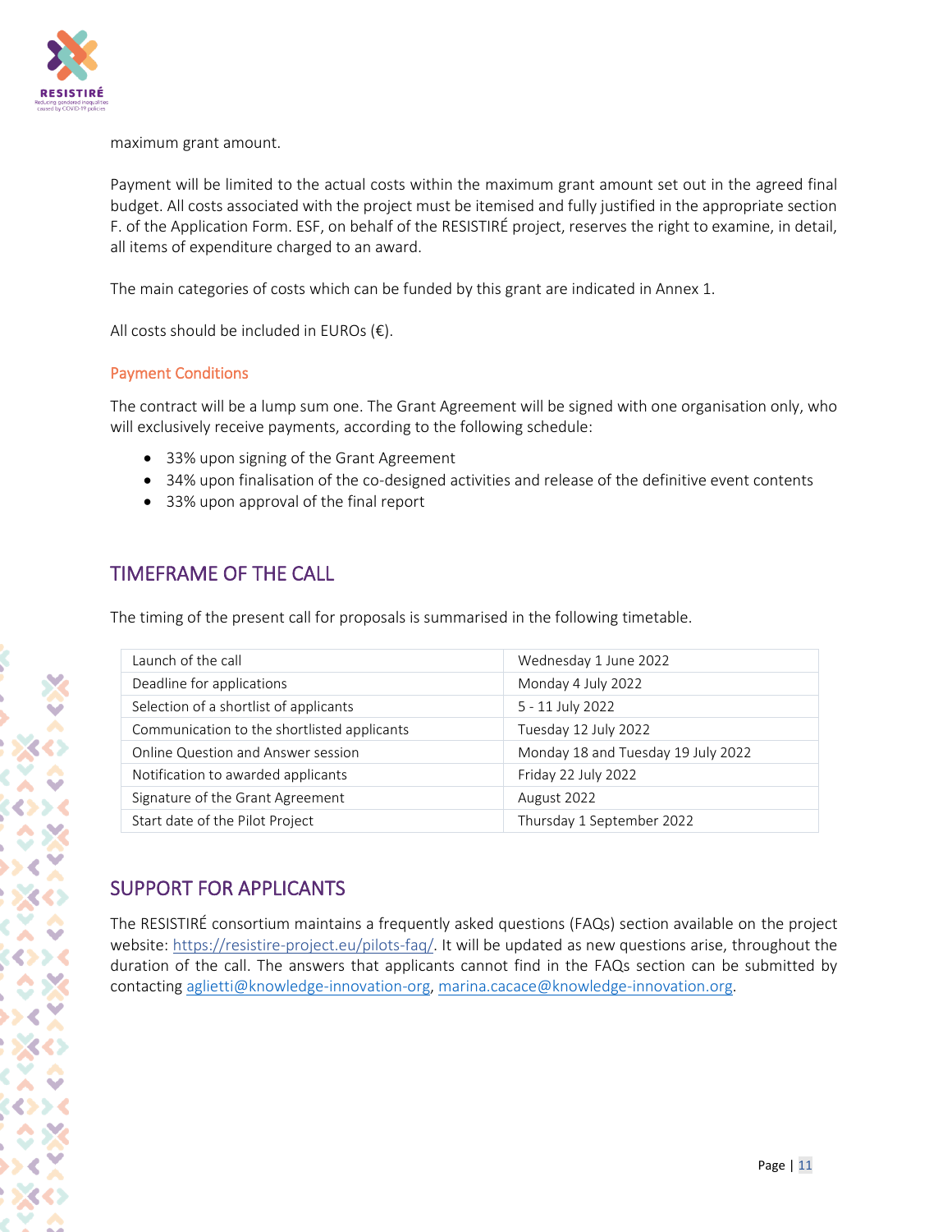maximum grant amount.

Payment will be limited to the actual costs within the maximum grant amount set out in the agreed final budget. All costs associated with the project must be itemised and fully justified in the appropriate section F. of the Application Form. ESF, on behalf of the RESISTIRÉ project, reserves the right to examine, in detail, all items of expenditure charged to an award.

The main categories of costs which can be funded by this grant are indicated in Annex 1.

All costs should be included in EUROs (€).

### Payment Conditions

The contract will be a lump sum one. The Grant Agreement will be signed with one organisation only, who will exclusively receive payments, according to the following schedule:

- 33% upon signing of the Grant Agreement
- 34% upon finalisation of the co-designed activities and release of the definitive event contents
- 33% upon approval of the final report

## TIMEFRAME OF THE CALL

The timing of the present call for proposals is summarised in the following timetable.

| | |
|---|---|
| Launch of the call | Wednesday 1 June 2022 |
| Deadline for applications | Monday 4 July 2022 |
| Selection of a shortlist of applicants | 5 - 11 July 2022 |
| Communication to the shortlisted applicants | Tuesday 12 July 2022 |
| Online Question and Answer session | Monday 18 and Tuesday 19 July 2022 |
| Notification to awarded applicants | Friday 22 July 2022 |
| Signature of the Grant Agreement | August 2022 |
| Start date of the Pilot Project | Thursday 1 September 2022 |

## SUPPORT FOR APPLICANTS

The RESISTIRÉ consortium maintains a frequently asked questions (FAQs) section available on the project website: https://resistire-project.eu/pilots-faq/. It will be updated as new questions arise, throughout the duration of the call. The answers that applicants cannot find in the FAQs section can be submitted by contacting aglietti@knowledge-innovation-org, marina.cacace@knowledge-innovation.org.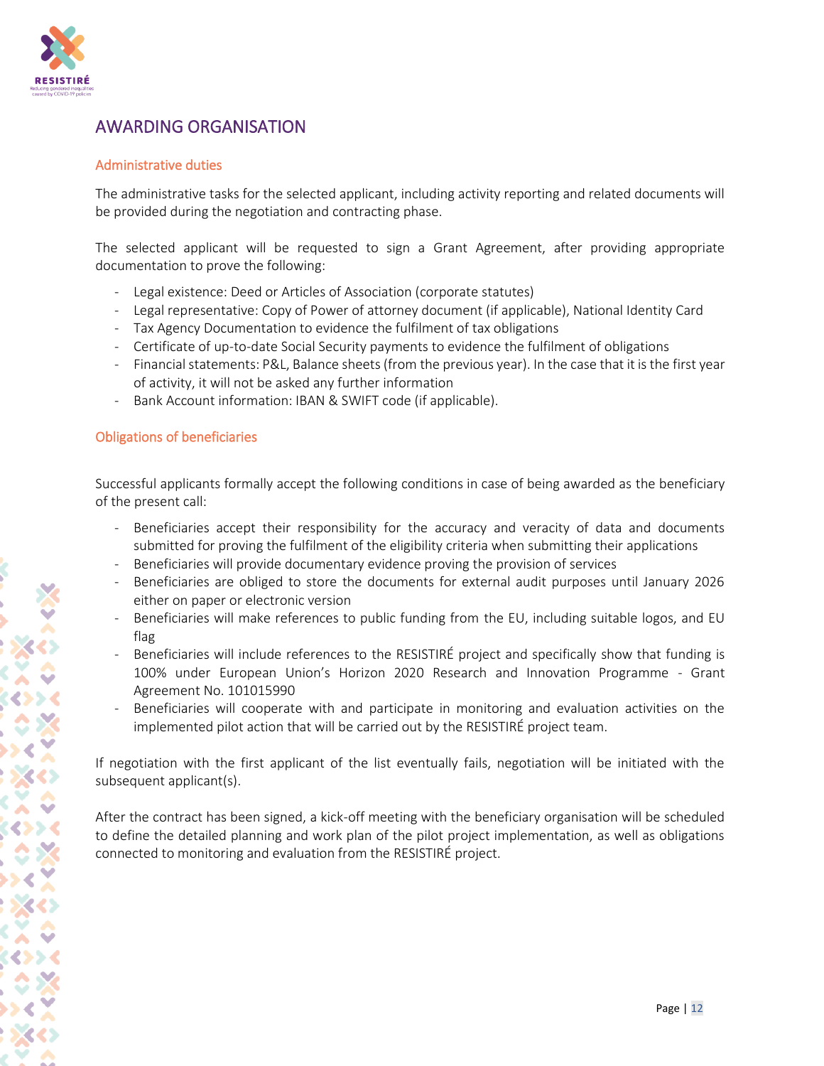# AWARDING ORGANISATION

## Administrative duties

The administrative tasks for the selected applicant, including activity reporting and related documents will be provided during the negotiation and contracting phase.

The selected applicant will be requested to sign a Grant Agreement, after providing appropriate documentation to prove the following:

- Legal existence: Deed or Articles of Association (corporate statutes)
- Legal representative: Copy of Power of attorney document (if applicable), National Identity Card
- Tax Agency Documentation to evidence the fulfilment of tax obligations
- Certificate of up-to-date Social Security payments to evidence the fulfilment of obligations
- Financial statements: P&L, Balance sheets (from the previous year). In the case that it is the first year of activity, it will not be asked any further information
- Bank Account information: IBAN & SWIFT code (if applicable).

## Obligations of beneficiaries

Successful applicants formally accept the following conditions in case of being awarded as the beneficiary of the present call:

- Beneficiaries accept their responsibility for the accuracy and veracity of data and documents submitted for proving the fulfilment of the eligibility criteria when submitting their applications
- Beneficiaries will provide documentary evidence proving the provision of services
- Beneficiaries are obliged to store the documents for external audit purposes until January 2026 either on paper or electronic version
- Beneficiaries will make references to public funding from the EU, including suitable logos, and EU flag
- Beneficiaries will include references to the RESISTIRÉ project and specifically show that funding is 100% under European Union's Horizon 2020 Research and Innovation Programme - Grant Agreement No. 101015990
- Beneficiaries will cooperate with and participate in monitoring and evaluation activities on the implemented pilot action that will be carried out by the RESISTIRÉ project team.

If negotiation with the first applicant of the list eventually fails, negotiation will be initiated with the subsequent applicant(s).

After the contract has been signed, a kick-off meeting with the beneficiary organisation will be scheduled to define the detailed planning and work plan of the pilot project implementation, as well as obligations connected to monitoring and evaluation from the RESISTIRÉ project.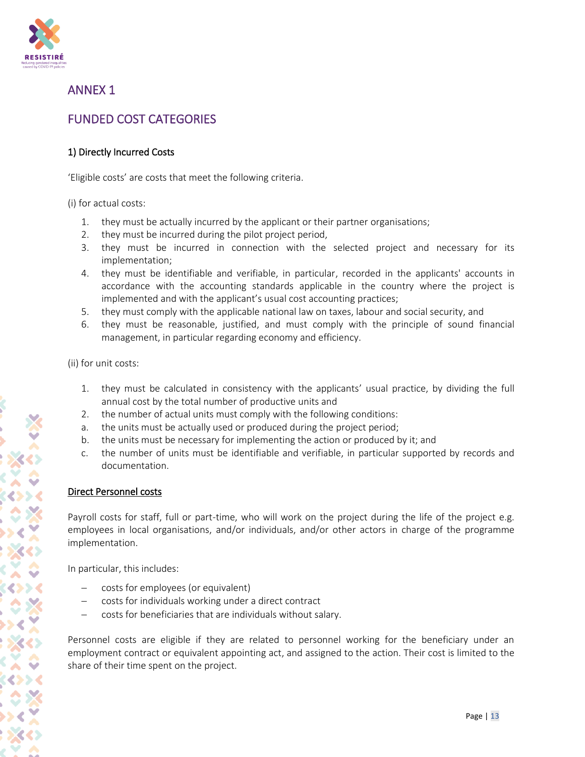# ANNEX 1

## FUNDED COST CATEGORIES

### 1) Directly Incurred Costs

'Eligible costs' are costs that meet the following criteria.

(i) for actual costs:

1. they must be actually incurred by the applicant or their partner organisations;
2. they must be incurred during the pilot project period,
3. they must be incurred in connection with the selected project and necessary for its implementation;
4. they must be identifiable and verifiable, in particular, recorded in the applicants' accounts in accordance with the accounting standards applicable in the country where the project is implemented and with the applicant's usual cost accounting practices;
5. they must comply with the applicable national law on taxes, labour and social security, and
6. they must be reasonable, justified, and must comply with the principle of sound financial management, in particular regarding economy and efficiency.

(ii) for unit costs:

1. they must be calculated in consistency with the applicants' usual practice, by dividing the full annual cost by the total number of productive units and
2. the number of actual units must comply with the following conditions:

a. the units must be actually used or produced during the project period;
b. the units must be necessary for implementing the action or produced by it; and
c. the number of units must be identifiable and verifiable, in particular supported by records and documentation.

<u>Direct Personnel costs</u>

Payroll costs for staff, full or part-time, who will work on the project during the life of the project e.g. employees in local organisations, and/or individuals, and/or other actors in charge of the programme implementation.

In particular, this includes:

– costs for employees (or equivalent)
– costs for individuals working under a direct contract
– costs for beneficiaries that are individuals without salary.

Personnel costs are eligible if they are related to personnel working for the beneficiary under an employment contract or equivalent appointing act, and assigned to the action. Their cost is limited to the share of their time spent on the project.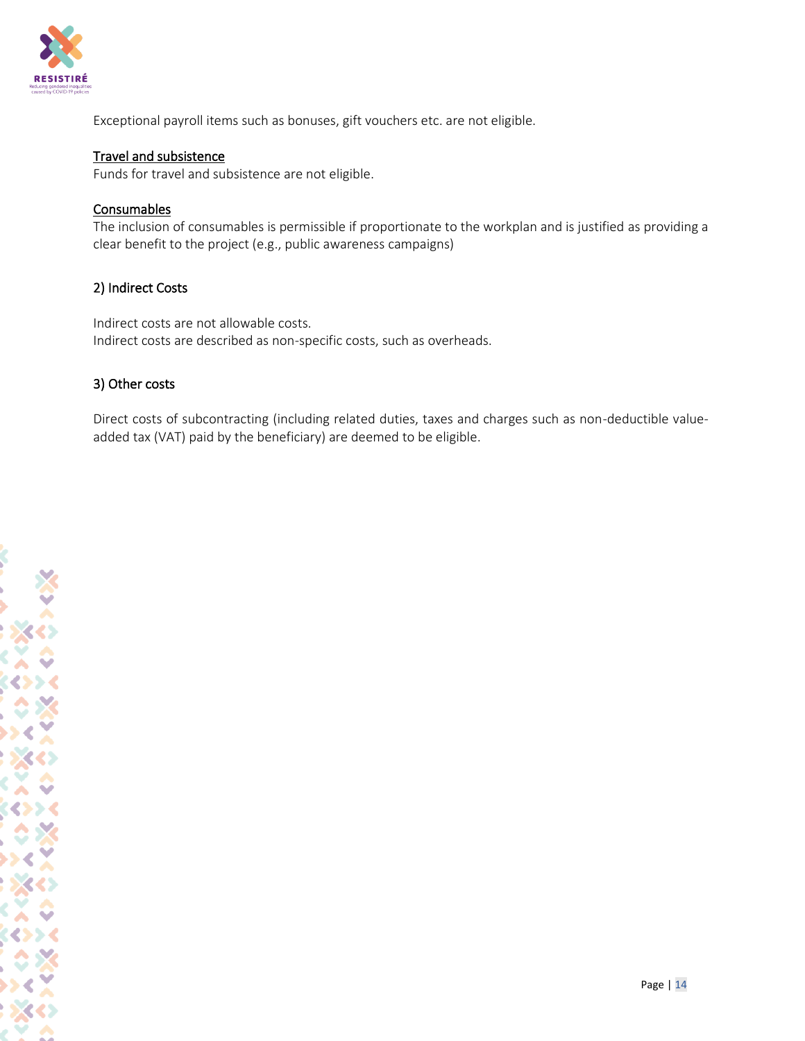Exceptional payroll items such as bonuses, gift vouchers etc. are not eligible.

<u>Travel and subsistence</u>
Funds for travel and subsistence are not eligible.

<u>Consumables</u>
The inclusion of consumables is permissible if proportionate to the workplan and is justified as providing a clear benefit to the project (e.g., public awareness campaigns)

### 2) Indirect Costs

Indirect costs are not allowable costs.
Indirect costs are described as non-specific costs, such as overheads.

### 3) Other costs

Direct costs of subcontracting (including related duties, taxes and charges such as non-deductible value-added tax (VAT) paid by the beneficiary) are deemed to be eligible.